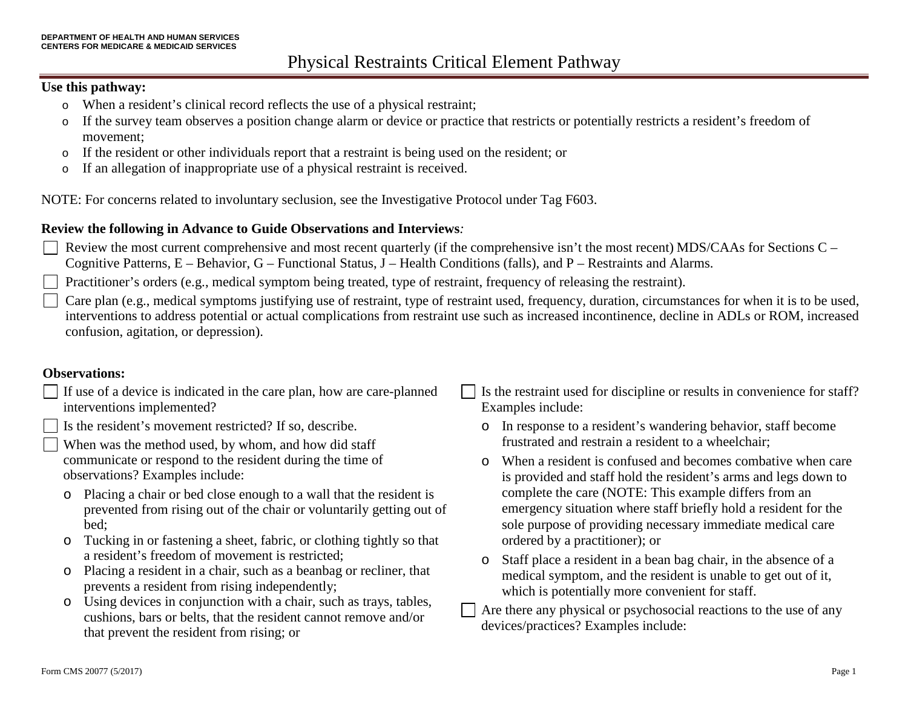DEPARTMENT OF HEALTH AND HUMAN SERVICES
CENTERS FOR MEDICARE & MEDICAID SERVICES

# Physical Restraints Critical Element Pathway

**Use this pathway:**

- When a resident's clinical record reflects the use of a physical restraint;
- If the survey team observes a position change alarm or device or practice that restricts or potentially restricts a resident's freedom of movement;
- If the resident or other individuals report that a restraint is being used on the resident; or
- If an allegation of inappropriate use of a physical restraint is received.

NOTE: For concerns related to involuntary seclusion, see the Investigative Protocol under Tag F603.

**Review the following in Advance to Guide Observations and Interviews***:*

- ☐ Review the most current comprehensive and most recent quarterly (if the comprehensive isn't the most recent) MDS/CAAs for Sections C – Cognitive Patterns, E – Behavior, G – Functional Status, J – Health Conditions (falls), and P – Restraints and Alarms.
- ☐ Practitioner's orders (e.g., medical symptom being treated, type of restraint, frequency of releasing the restraint).
- ☐ Care plan (e.g., medical symptoms justifying use of restraint, type of restraint used, frequency, duration, circumstances for when it is to be used, interventions to address potential or actual complications from restraint use such as increased incontinence, decline in ADLs or ROM, increased confusion, agitation, or depression).

**Observations:**

- ☐ If use of a device is indicated in the care plan, how are care-planned interventions implemented?
- ☐ Is the resident's movement restricted? If so, describe.
- ☐ When was the method used, by whom, and how did staff communicate or respond to the resident during the time of observations? Examples include:
  - Placing a chair or bed close enough to a wall that the resident is prevented from rising out of the chair or voluntarily getting out of bed;
  - Tucking in or fastening a sheet, fabric, or clothing tightly so that a resident's freedom of movement is restricted;
  - Placing a resident in a chair, such as a beanbag or recliner, that prevents a resident from rising independently;
  - Using devices in conjunction with a chair, such as trays, tables, cushions, bars or belts, that the resident cannot remove and/or that prevent the resident from rising; or
- ☐ Is the restraint used for discipline or results in convenience for staff? Examples include:
  - In response to a resident's wandering behavior, staff become frustrated and restrain a resident to a wheelchair;
  - When a resident is confused and becomes combative when care is provided and staff hold the resident's arms and legs down to complete the care (NOTE: This example differs from an emergency situation where staff briefly hold a resident for the sole purpose of providing necessary immediate medical care ordered by a practitioner); or
  - Staff place a resident in a bean bag chair, in the absence of a medical symptom, and the resident is unable to get out of it, which is potentially more convenient for staff.
- ☐ Are there any physical or psychosocial reactions to the use of any devices/practices? Examples include:

Form CMS 20077 (5/2017)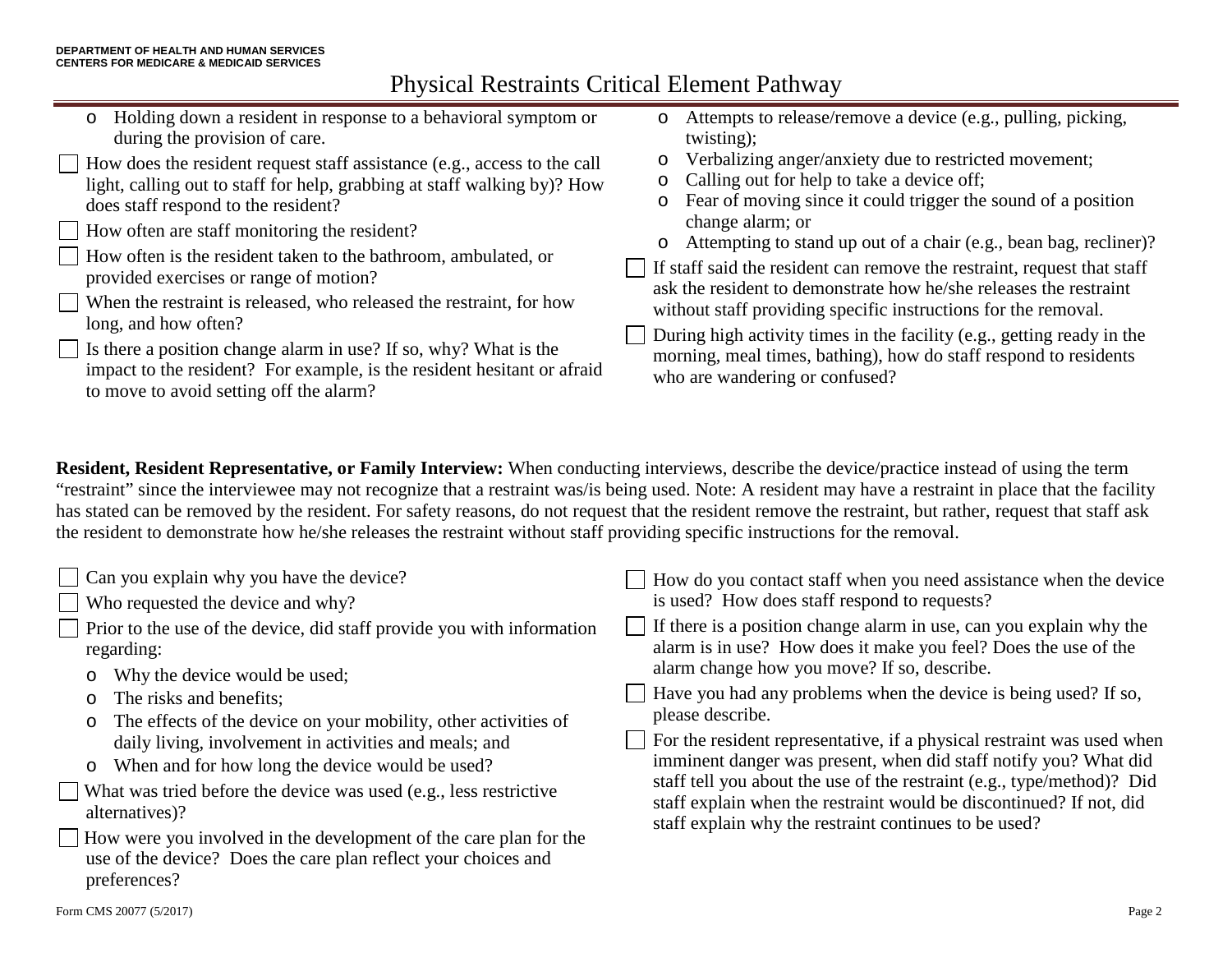- Holding down a resident in response to a behavioral symptom or during the provision of care.

- [ ] How does the resident request staff assistance (e.g., access to the call light, calling out to staff for help, grabbing at staff walking by)? How does staff respond to the resident?
- [ ] How often are staff monitoring the resident?
- [ ] How often is the resident taken to the bathroom, ambulated, or provided exercises or range of motion?
- [ ] When the restraint is released, who released the restraint, for how long, and how often?
- [ ] Is there a position change alarm in use? If so, why? What is the impact to the resident? For example, is the resident hesitant or afraid to move to avoid setting off the alarm?

- Attempts to release/remove a device (e.g., pulling, picking, twisting);
- Verbalizing anger/anxiety due to restricted movement;
- Calling out for help to take a device off;
- Fear of moving since it could trigger the sound of a position change alarm; or
- Attempting to stand up out of a chair (e.g., bean bag, recliner)?

- [ ] If staff said the resident can remove the restraint, request that staff ask the resident to demonstrate how he/she releases the restraint without staff providing specific instructions for the removal.
- [ ] During high activity times in the facility (e.g., getting ready in the morning, meal times, bathing), how do staff respond to residents who are wandering or confused?

**Resident, Resident Representative, or Family Interview:** When conducting interviews, describe the device/practice instead of using the term "restraint" since the interviewee may not recognize that a restraint was/is being used. Note: A resident may have a restraint in place that the facility has stated can be removed by the resident. For safety reasons, do not request that the resident remove the restraint, but rather, request that staff ask the resident to demonstrate how he/she releases the restraint without staff providing specific instructions for the removal.

- [ ] Can you explain why you have the device?
- [ ] Who requested the device and why?
- [ ] Prior to the use of the device, did staff provide you with information regarding:
  - Why the device would be used;
  - The risks and benefits;
  - The effects of the device on your mobility, other activities of daily living, involvement in activities and meals; and
  - When and for how long the device would be used?
- [ ] What was tried before the device was used (e.g., less restrictive alternatives)?
- [ ] How were you involved in the development of the care plan for the use of the device? Does the care plan reflect your choices and preferences?
- [ ] How do you contact staff when you need assistance when the device is used? How does staff respond to requests?
- [ ] If there is a position change alarm in use, can you explain why the alarm is in use? How does it make you feel? Does the use of the alarm change how you move? If so, describe.
- [ ] Have you had any problems when the device is being used? If so, please describe.
- [ ] For the resident representative, if a physical restraint was used when imminent danger was present, when did staff notify you? What did staff tell you about the use of the restraint (e.g., type/method)? Did staff explain when the restraint would be discontinued? If not, did staff explain why the restraint continues to be used?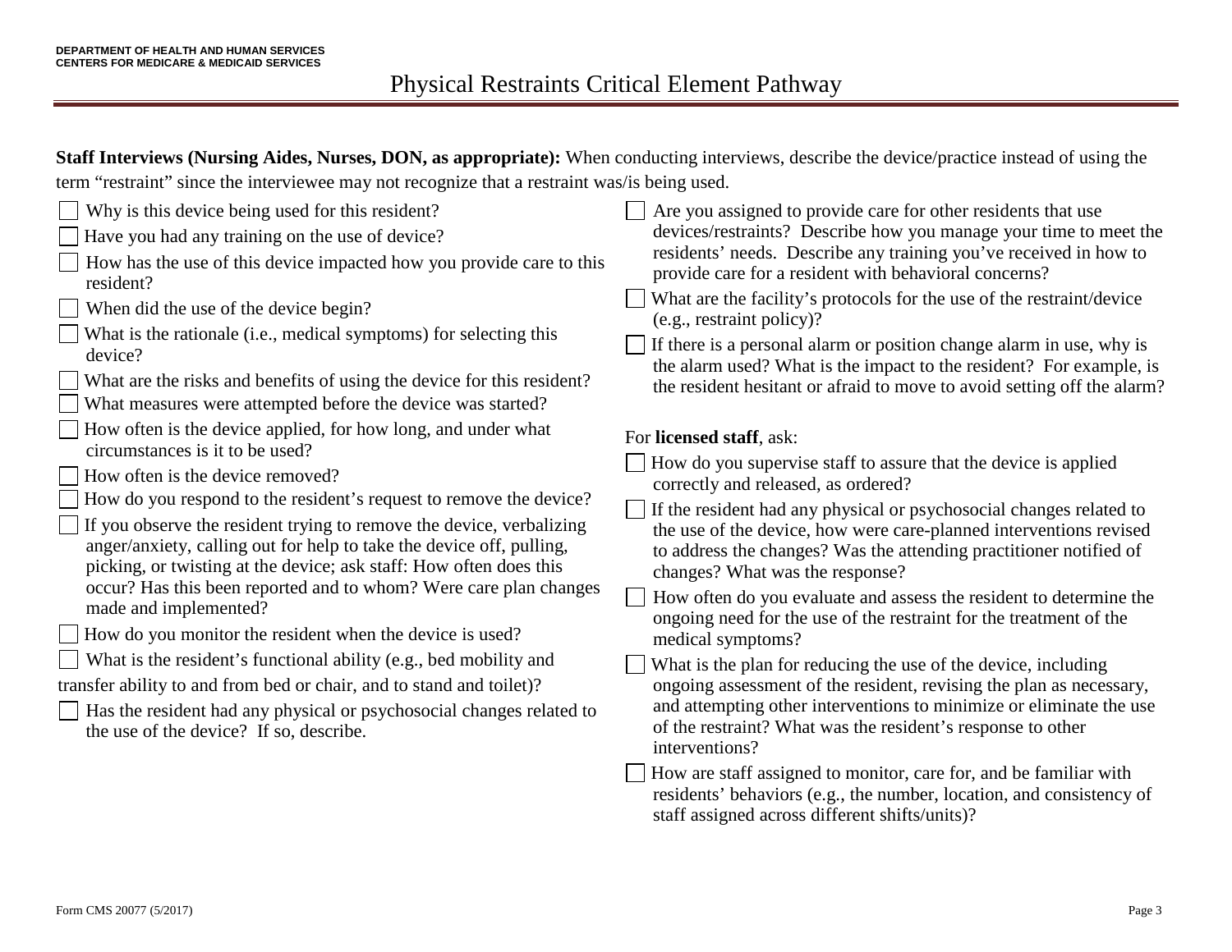# Physical Restraints Critical Element Pathway

**Staff Interviews (Nursing Aides, Nurses, DON, as appropriate):** When conducting interviews, describe the device/practice instead of using the term "restraint" since the interviewee may not recognize that a restraint was/is being used.

- ☐ Why is this device being used for this resident?
- ☐ Have you had any training on the use of device?
- ☐ How has the use of this device impacted how you provide care to this resident?
- ☐ When did the use of the device begin?
- ☐ What is the rationale (i.e., medical symptoms) for selecting this device?
- ☐ What are the risks and benefits of using the device for this resident?
- ☐ What measures were attempted before the device was started?
- ☐ How often is the device applied, for how long, and under what circumstances is it to be used?
- ☐ How often is the device removed?
- ☐ How do you respond to the resident's request to remove the device?
- ☐ If you observe the resident trying to remove the device, verbalizing anger/anxiety, calling out for help to take the device off, pulling, picking, or twisting at the device; ask staff: How often does this occur? Has this been reported and to whom? Were care plan changes made and implemented?
- ☐ How do you monitor the resident when the device is used?
- ☐ What is the resident's functional ability (e.g., bed mobility and transfer ability to and from bed or chair, and to stand and toilet)?
- ☐ Has the resident had any physical or psychosocial changes related to the use of the device? If so, describe.
- ☐ Are you assigned to provide care for other residents that use devices/restraints? Describe how you manage your time to meet the residents' needs. Describe any training you've received in how to provide care for a resident with behavioral concerns?
- ☐ What are the facility's protocols for the use of the restraint/device (e.g., restraint policy)?
- ☐ If there is a personal alarm or position change alarm in use, why is the alarm used? What is the impact to the resident? For example, is the resident hesitant or afraid to move to avoid setting off the alarm?

For **licensed staff**, ask:

- ☐ How do you supervise staff to assure that the device is applied correctly and released, as ordered?
- ☐ If the resident had any physical or psychosocial changes related to the use of the device, how were care-planned interventions revised to address the changes? Was the attending practitioner notified of changes? What was the response?
- ☐ How often do you evaluate and assess the resident to determine the ongoing need for the use of the restraint for the treatment of the medical symptoms?
- ☐ What is the plan for reducing the use of the device, including ongoing assessment of the resident, revising the plan as necessary, and attempting other interventions to minimize or eliminate the use of the restraint? What was the resident's response to other interventions?
- ☐ How are staff assigned to monitor, care for, and be familiar with residents' behaviors (e.g., the number, location, and consistency of staff assigned across different shifts/units)?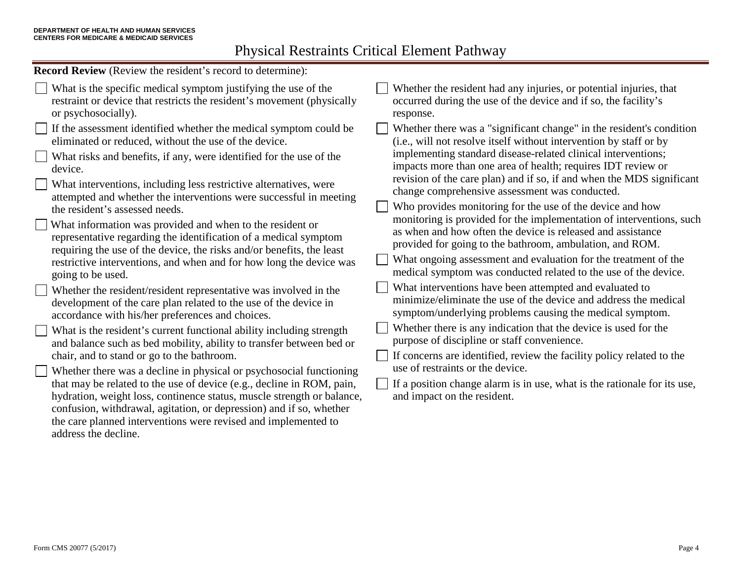# Physical Restraints Critical Element Pathway

**Record Review** (Review the resident's record to determine):

- ☐ What is the specific medical symptom justifying the use of the restraint or device that restricts the resident's movement (physically or psychosocially).
- ☐ If the assessment identified whether the medical symptom could be eliminated or reduced, without the use of the device.
- ☐ What risks and benefits, if any, were identified for the use of the device.
- ☐ What interventions, including less restrictive alternatives, were attempted and whether the interventions were successful in meeting the resident's assessed needs.
- ☐ What information was provided and when to the resident or representative regarding the identification of a medical symptom requiring the use of the device, the risks and/or benefits, the least restrictive interventions, and when and for how long the device was going to be used.
- ☐ Whether the resident/resident representative was involved in the development of the care plan related to the use of the device in accordance with his/her preferences and choices.
- ☐ What is the resident's current functional ability including strength and balance such as bed mobility, ability to transfer between bed or chair, and to stand or go to the bathroom.
- ☐ Whether there was a decline in physical or psychosocial functioning that may be related to the use of device (e.g., decline in ROM, pain, hydration, weight loss, continence status, muscle strength or balance, confusion, withdrawal, agitation, or depression) and if so, whether the care planned interventions were revised and implemented to address the decline.
- ☐ Whether the resident had any injuries, or potential injuries, that occurred during the use of the device and if so, the facility's response.
- ☐ Whether there was a "significant change" in the resident's condition (i.e., will not resolve itself without intervention by staff or by implementing standard disease-related clinical interventions; impacts more than one area of health; requires IDT review or revision of the care plan) and if so, if and when the MDS significant change comprehensive assessment was conducted.
- ☐ Who provides monitoring for the use of the device and how monitoring is provided for the implementation of interventions, such as when and how often the device is released and assistance provided for going to the bathroom, ambulation, and ROM.
- ☐ What ongoing assessment and evaluation for the treatment of the medical symptom was conducted related to the use of the device.
- ☐ What interventions have been attempted and evaluated to minimize/eliminate the use of the device and address the medical symptom/underlying problems causing the medical symptom.
- ☐ Whether there is any indication that the device is used for the purpose of discipline or staff convenience.
- ☐ If concerns are identified, review the facility policy related to the use of restraints or the device.
- ☐ If a position change alarm is in use, what is the rationale for its use, and impact on the resident.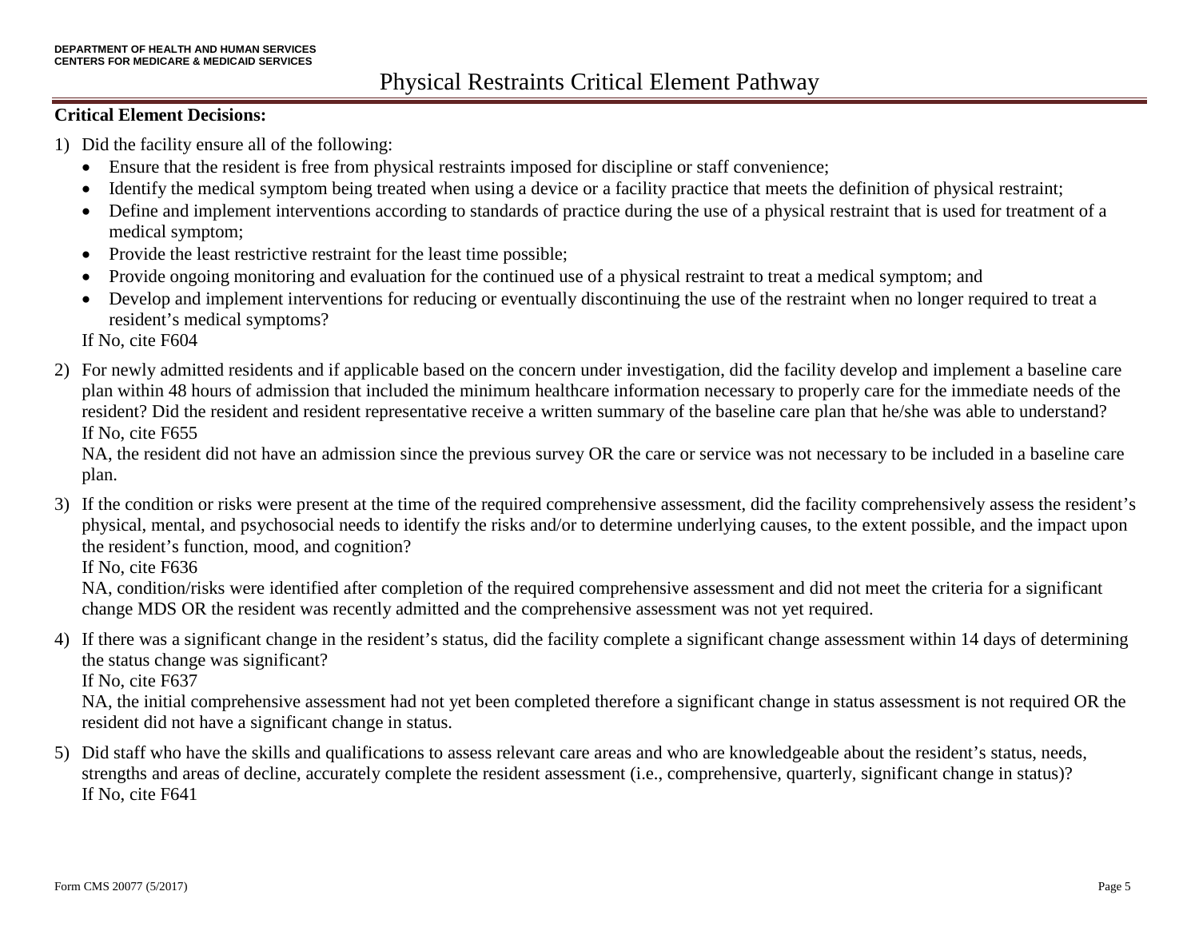# Physical Restraints Critical Element Pathway

**Critical Element Decisions:**

1) Did the facility ensure all of the following:
   - Ensure that the resident is free from physical restraints imposed for discipline or staff convenience;
   - Identify the medical symptom being treated when using a device or a facility practice that meets the definition of physical restraint;
   - Define and implement interventions according to standards of practice during the use of a physical restraint that is used for treatment of a medical symptom;
   - Provide the least restrictive restraint for the least time possible;
   - Provide ongoing monitoring and evaluation for the continued use of a physical restraint to treat a medical symptom; and
   - Develop and implement interventions for reducing or eventually discontinuing the use of the restraint when no longer required to treat a resident's medical symptoms?

   If No, cite F604

2) For newly admitted residents and if applicable based on the concern under investigation, did the facility develop and implement a baseline care plan within 48 hours of admission that included the minimum healthcare information necessary to properly care for the immediate needs of the resident? Did the resident and resident representative receive a written summary of the baseline care plan that he/she was able to understand?
   If No, cite F655
   NA, the resident did not have an admission since the previous survey OR the care or service was not necessary to be included in a baseline care plan.

3) If the condition or risks were present at the time of the required comprehensive assessment, did the facility comprehensively assess the resident's physical, mental, and psychosocial needs to identify the risks and/or to determine underlying causes, to the extent possible, and the impact upon the resident's function, mood, and cognition?
   If No, cite F636
   NA, condition/risks were identified after completion of the required comprehensive assessment and did not meet the criteria for a significant change MDS OR the resident was recently admitted and the comprehensive assessment was not yet required.

4) If there was a significant change in the resident's status, did the facility complete a significant change assessment within 14 days of determining the status change was significant?
   If No, cite F637
   NA, the initial comprehensive assessment had not yet been completed therefore a significant change in status assessment is not required OR the resident did not have a significant change in status.

5) Did staff who have the skills and qualifications to assess relevant care areas and who are knowledgeable about the resident's status, needs, strengths and areas of decline, accurately complete the resident assessment (i.e., comprehensive, quarterly, significant change in status)?
   If No, cite F641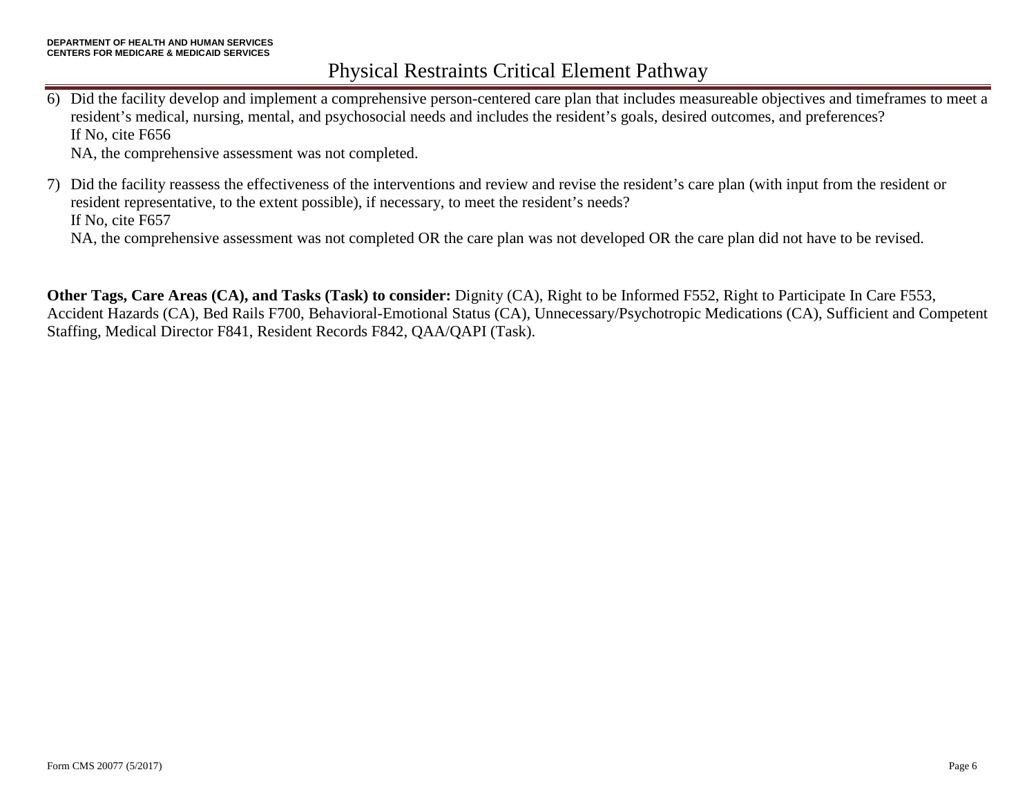6) Did the facility develop and implement a comprehensive person-centered care plan that includes measureable objectives and timeframes to meet a resident's medical, nursing, mental, and psychosocial needs and includes the resident's goals, desired outcomes, and preferences?
   If No, cite F656
   NA, the comprehensive assessment was not completed.

7) Did the facility reassess the effectiveness of the interventions and review and revise the resident's care plan (with input from the resident or resident representative, to the extent possible), if necessary, to meet the resident's needs?
   If No, cite F657
   NA, the comprehensive assessment was not completed OR the care plan was not developed OR the care plan did not have to be revised.

**Other Tags, Care Areas (CA), and Tasks (Task) to consider:** Dignity (CA), Right to be Informed F552, Right to Participate In Care F553, Accident Hazards (CA), Bed Rails F700, Behavioral-Emotional Status (CA), Unnecessary/Psychotropic Medications (CA), Sufficient and Competent Staffing, Medical Director F841, Resident Records F842, QAA/QAPI (Task).